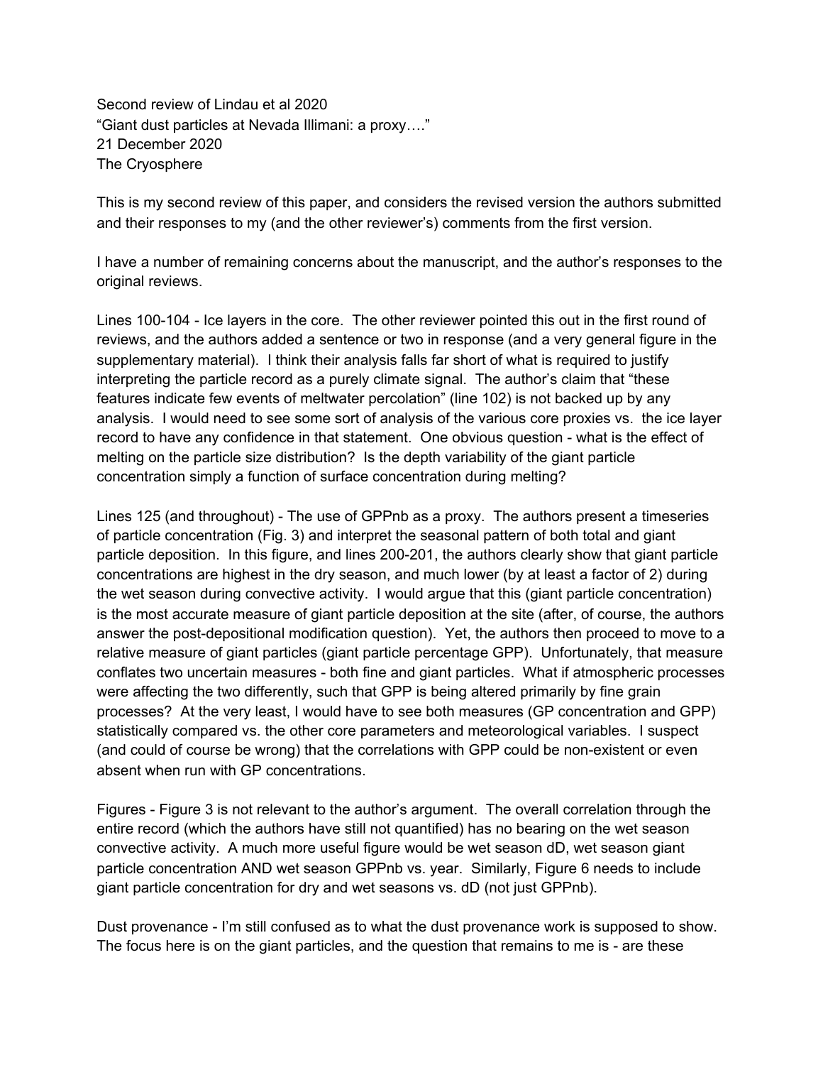Second review of Lindau et al 2020
"Giant dust particles at Nevada Illimani: a proxy…."
21 December 2020
The Cryosphere

This is my second review of this paper, and considers the revised version the authors submitted and their responses to my (and the other reviewer's) comments from the first version.

I have a number of remaining concerns about the manuscript, and the author's responses to the original reviews.

Lines 100-104 - Ice layers in the core. The other reviewer pointed this out in the first round of reviews, and the authors added a sentence or two in response (and a very general figure in the supplementary material). I think their analysis falls far short of what is required to justify interpreting the particle record as a purely climate signal. The author's claim that "these features indicate few events of meltwater percolation" (line 102) is not backed up by any analysis. I would need to see some sort of analysis of the various core proxies vs. the ice layer record to have any confidence in that statement. One obvious question - what is the effect of melting on the particle size distribution? Is the depth variability of the giant particle concentration simply a function of surface concentration during melting?

Lines 125 (and throughout) - The use of GPPnb as a proxy. The authors present a timeseries of particle concentration (Fig. 3) and interpret the seasonal pattern of both total and giant particle deposition. In this figure, and lines 200-201, the authors clearly show that giant particle concentrations are highest in the dry season, and much lower (by at least a factor of 2) during the wet season during convective activity. I would argue that this (giant particle concentration) is the most accurate measure of giant particle deposition at the site (after, of course, the authors answer the post-depositional modification question). Yet, the authors then proceed to move to a relative measure of giant particles (giant particle percentage GPP). Unfortunately, that measure conflates two uncertain measures - both fine and giant particles. What if atmospheric processes were affecting the two differently, such that GPP is being altered primarily by fine grain processes? At the very least, I would have to see both measures (GP concentration and GPP) statistically compared vs. the other core parameters and meteorological variables. I suspect (and could of course be wrong) that the correlations with GPP could be non-existent or even absent when run with GP concentrations.

Figures - Figure 3 is not relevant to the author's argument. The overall correlation through the entire record (which the authors have still not quantified) has no bearing on the wet season convective activity. A much more useful figure would be wet season dD, wet season giant particle concentration AND wet season GPPnb vs. year. Similarly, Figure 6 needs to include giant particle concentration for dry and wet seasons vs. dD (not just GPPnb).

Dust provenance - I'm still confused as to what the dust provenance work is supposed to show. The focus here is on the giant particles, and the question that remains to me is - are these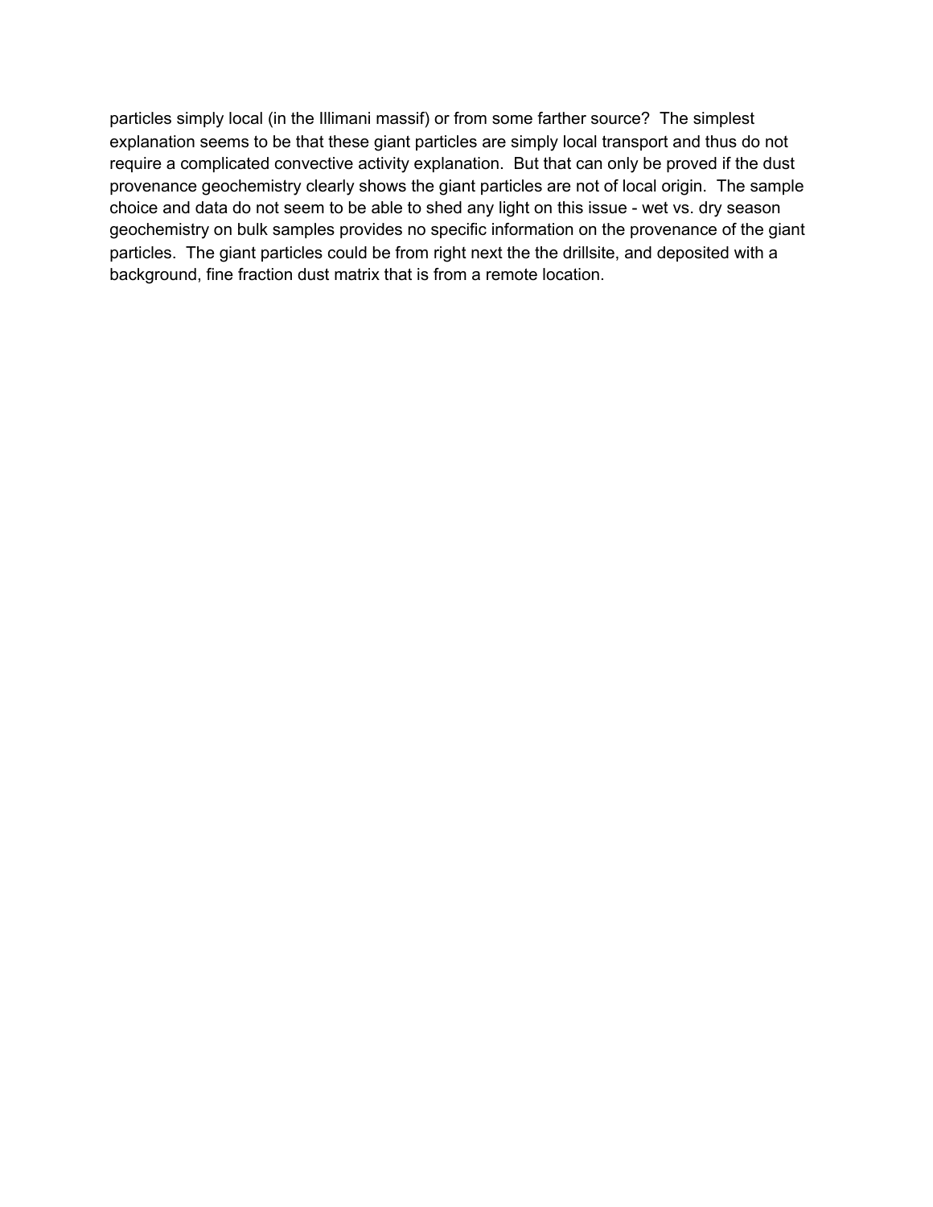particles simply local (in the Illimani massif) or from some farther source? The simplest explanation seems to be that these giant particles are simply local transport and thus do not require a complicated convective activity explanation. But that can only be proved if the dust provenance geochemistry clearly shows the giant particles are not of local origin. The sample choice and data do not seem to be able to shed any light on this issue - wet vs. dry season geochemistry on bulk samples provides no specific information on the provenance of the giant particles. The giant particles could be from right next the the drillsite, and deposited with a background, fine fraction dust matrix that is from a remote location.